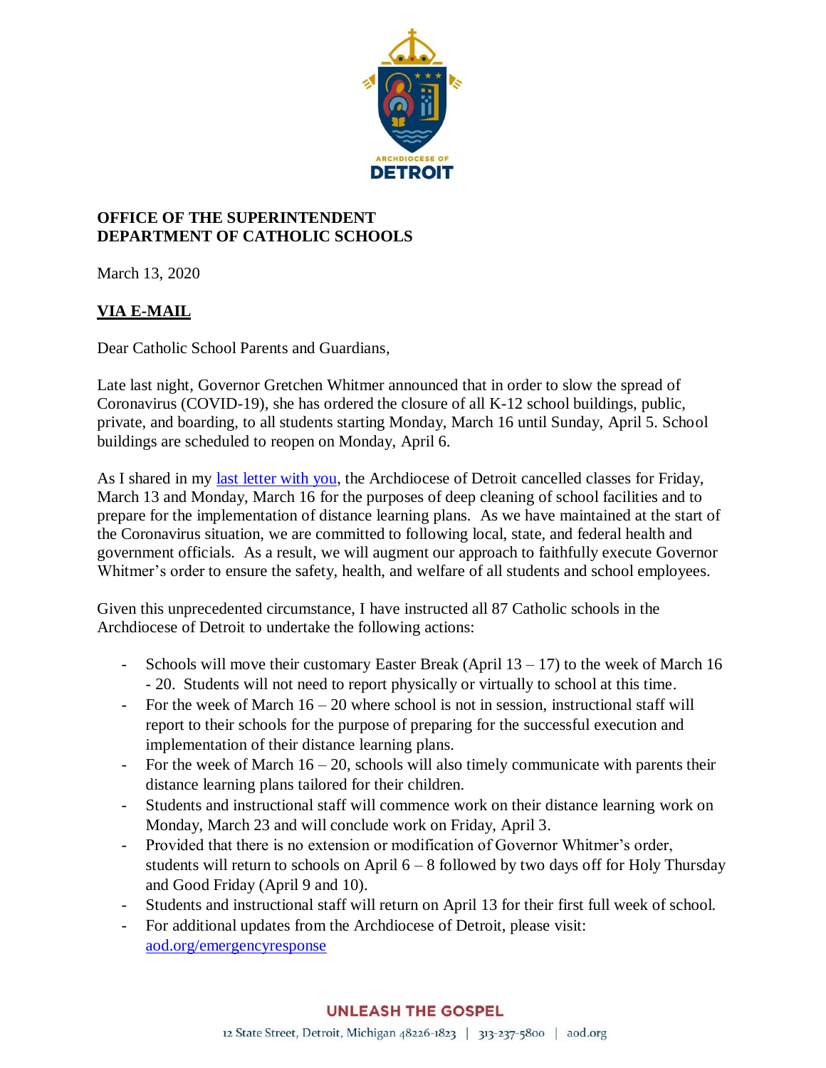**OFFICE OF THE SUPERINTENDENT**
**DEPARTMENT OF CATHOLIC SCHOOLS**

March 13, 2020

**VIA E-MAIL**

Dear Catholic School Parents and Guardians,

Late last night, Governor Gretchen Whitmer announced that in order to slow the spread of Coronavirus (COVID-19), she has ordered the closure of all K-12 school buildings, public, private, and boarding, to all students starting Monday, March 16 until Sunday, April 5. School buildings are scheduled to reopen on Monday, April 6.

As I shared in my last letter with you, the Archdiocese of Detroit cancelled classes for Friday, March 13 and Monday, March 16 for the purposes of deep cleaning of school facilities and to prepare for the implementation of distance learning plans. As we have maintained at the start of the Coronavirus situation, we are committed to following local, state, and federal health and government officials. As a result, we will augment our approach to faithfully execute Governor Whitmer's order to ensure the safety, health, and welfare of all students and school employees.

Given this unprecedented circumstance, I have instructed all 87 Catholic schools in the Archdiocese of Detroit to undertake the following actions:

- Schools will move their customary Easter Break (April 13 – 17) to the week of March 16 - 20. Students will not need to report physically or virtually to school at this time.
- For the week of March 16 – 20 where school is not in session, instructional staff will report to their schools for the purpose of preparing for the successful execution and implementation of their distance learning plans.
- For the week of March 16 – 20, schools will also timely communicate with parents their distance learning plans tailored for their children.
- Students and instructional staff will commence work on their distance learning work on Monday, March 23 and will conclude work on Friday, April 3.
- Provided that there is no extension or modification of Governor Whitmer's order, students will return to schools on April 6 – 8 followed by two days off for Holy Thursday and Good Friday (April 9 and 10).
- Students and instructional staff will return on April 13 for their first full week of school.
- For additional updates from the Archdiocese of Detroit, please visit: aod.org/emergencyresponse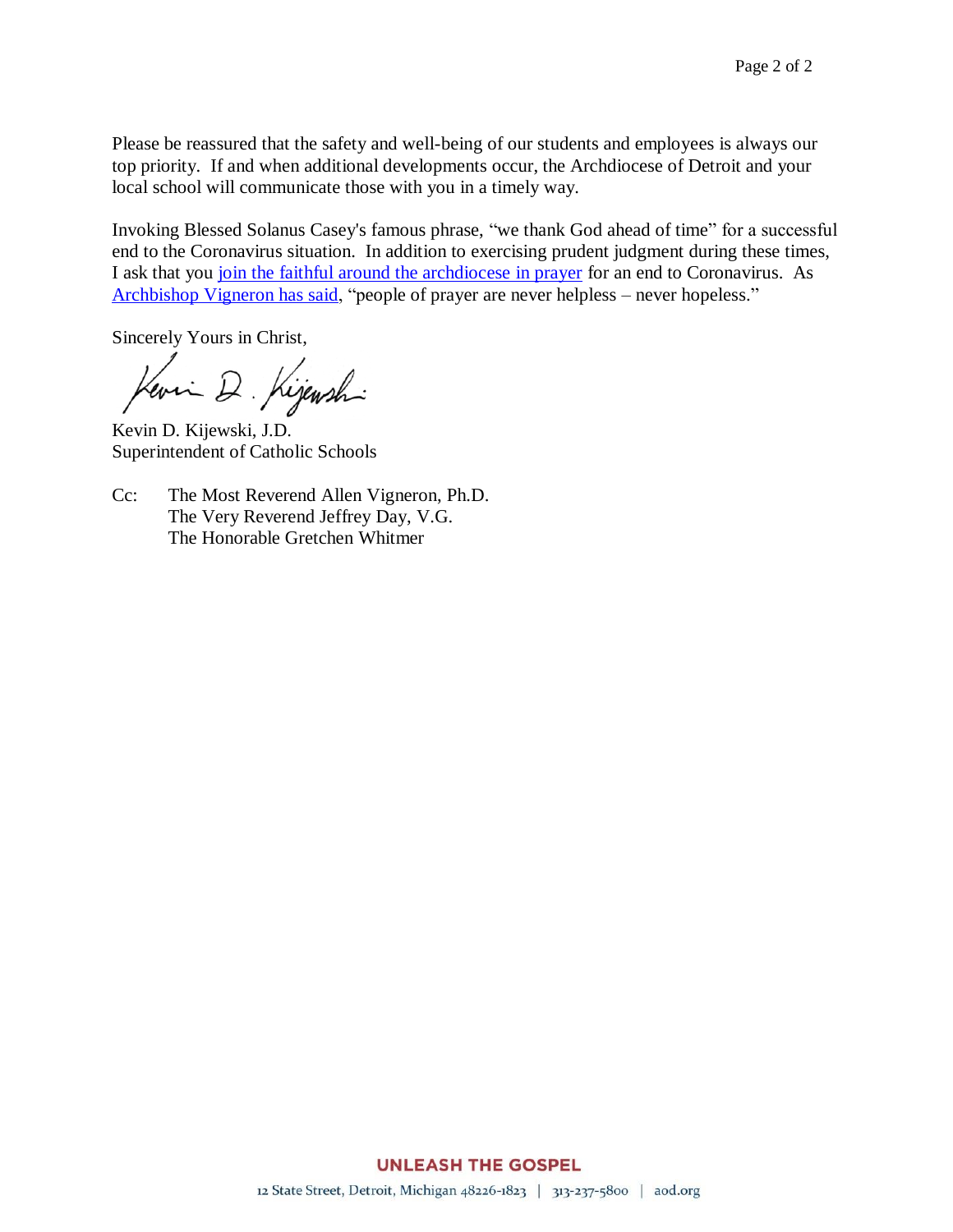Please be reassured that the safety and well-being of our students and employees is always our top priority. If and when additional developments occur, the Archdiocese of Detroit and your local school will communicate those with you in a timely way.

Invoking Blessed Solanus Casey's famous phrase, "we thank God ahead of time" for a successful end to the Coronavirus situation. In addition to exercising prudent judgment during these times, I ask that you join the faithful around the archdiocese in prayer for an end to Coronavirus. As Archbishop Vigneron has said, "people of prayer are never helpless – never hopeless."

Sincerely Yours in Christ,

Kevin D. Kijewski, J.D.
Superintendent of Catholic Schools

Cc: The Most Reverend Allen Vigneron, Ph.D.
The Very Reverend Jeffrey Day, V.G.
The Honorable Gretchen Whitmer

UNLEASH THE GOSPEL

12 State Street, Detroit, Michigan 48226-1823 | 313-237-5800 | aod.org